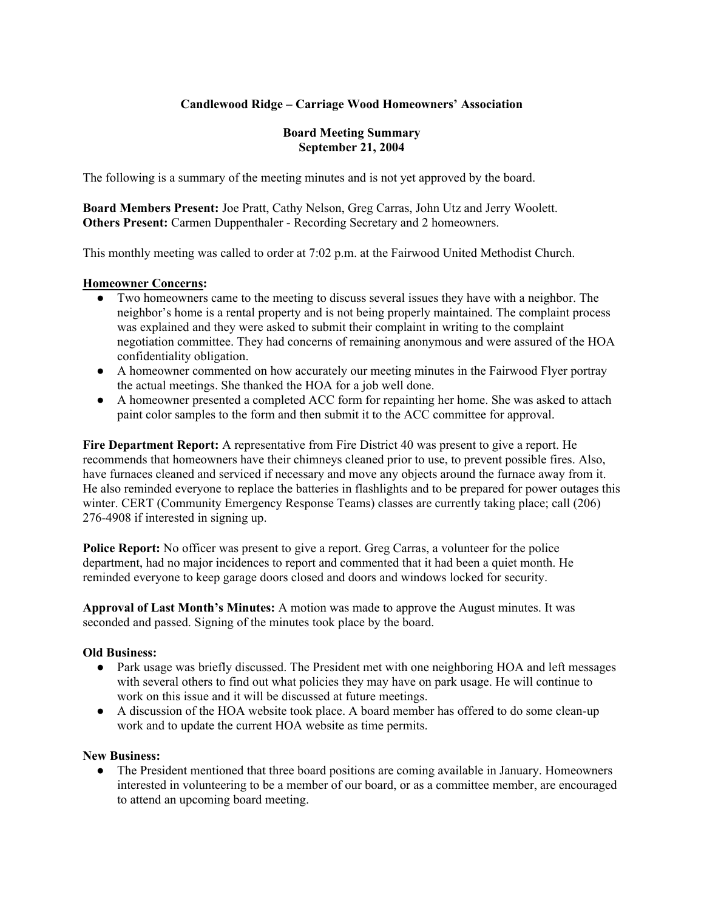# Candlewood Ridge – Carriage Wood Homeowners' Association

## Board Meeting Summary
## September 21, 2004

The following is a summary of the meeting minutes and is not yet approved by the board.

**Board Members Present:** Joe Pratt, Cathy Nelson, Greg Carras, John Utz and Jerry Woolett.
**Others Present:** Carmen Duppenthaler - Recording Secretary and 2 homeowners.

This monthly meeting was called to order at 7:02 p.m. at the Fairwood United Methodist Church.

**Homeowner Concerns:**

- Two homeowners came to the meeting to discuss several issues they have with a neighbor. The neighbor's home is a rental property and is not being properly maintained. The complaint process was explained and they were asked to submit their complaint in writing to the complaint negotiation committee. They had concerns of remaining anonymous and were assured of the HOA confidentiality obligation.
- A homeowner commented on how accurately our meeting minutes in the Fairwood Flyer portray the actual meetings. She thanked the HOA for a job well done.
- A homeowner presented a completed ACC form for repainting her home. She was asked to attach paint color samples to the form and then submit it to the ACC committee for approval.

**Fire Department Report:** A representative from Fire District 40 was present to give a report. He recommends that homeowners have their chimneys cleaned prior to use, to prevent possible fires. Also, have furnaces cleaned and serviced if necessary and move any objects around the furnace away from it. He also reminded everyone to replace the batteries in flashlights and to be prepared for power outages this winter. CERT (Community Emergency Response Teams) classes are currently taking place; call (206) 276-4908 if interested in signing up.

**Police Report:** No officer was present to give a report. Greg Carras, a volunteer for the police department, had no major incidences to report and commented that it had been a quiet month. He reminded everyone to keep garage doors closed and doors and windows locked for security.

**Approval of Last Month's Minutes:** A motion was made to approve the August minutes. It was seconded and passed. Signing of the minutes took place by the board.

**Old Business:**

- Park usage was briefly discussed. The President met with one neighboring HOA and left messages with several others to find out what policies they may have on park usage. He will continue to work on this issue and it will be discussed at future meetings.
- A discussion of the HOA website took place. A board member has offered to do some clean-up work and to update the current HOA website as time permits.

**New Business:**

- The President mentioned that three board positions are coming available in January. Homeowners interested in volunteering to be a member of our board, or as a committee member, are encouraged to attend an upcoming board meeting.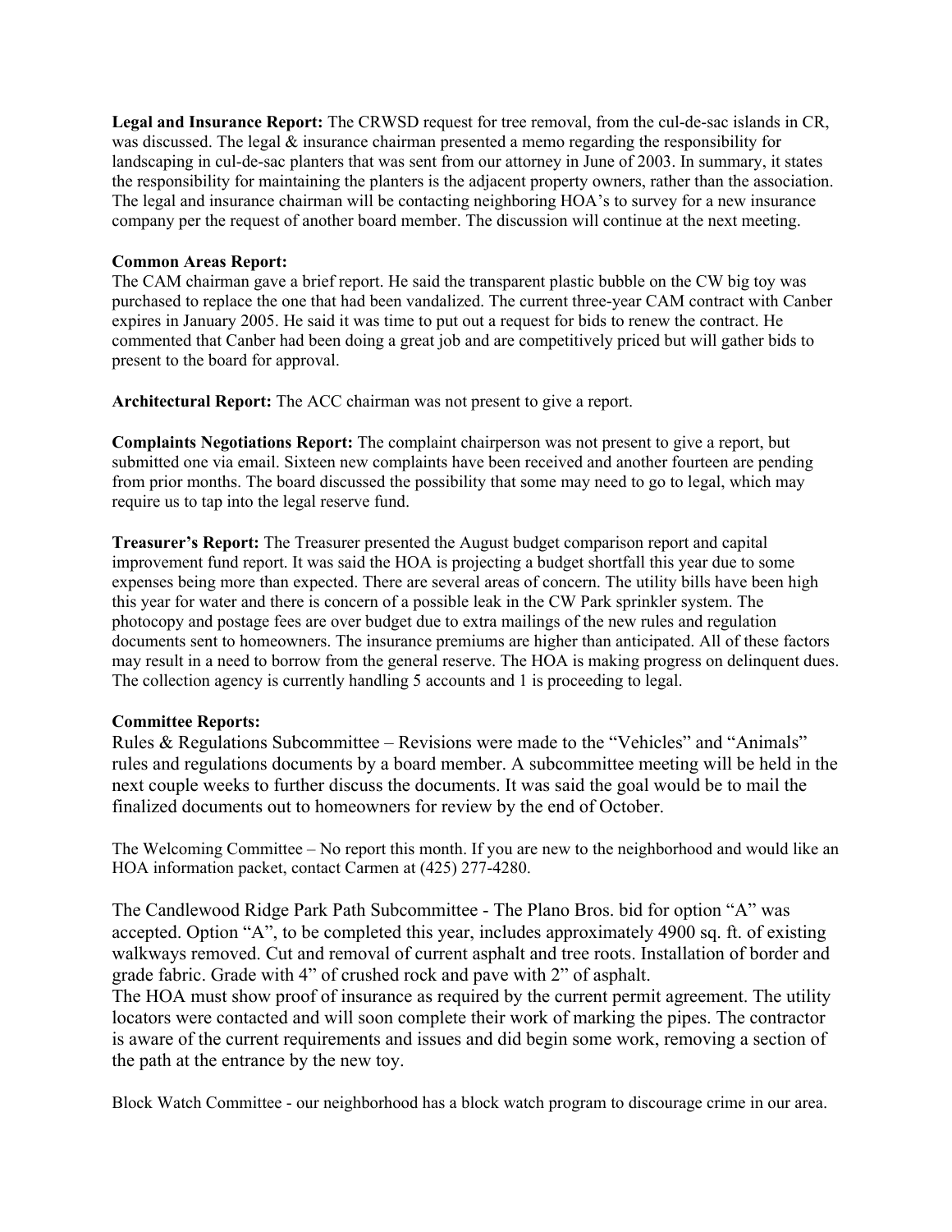**Legal and Insurance Report:** The CRWSD request for tree removal, from the cul-de-sac islands in CR, was discussed. The legal & insurance chairman presented a memo regarding the responsibility for landscaping in cul-de-sac planters that was sent from our attorney in June of 2003. In summary, it states the responsibility for maintaining the planters is the adjacent property owners, rather than the association. The legal and insurance chairman will be contacting neighboring HOA's to survey for a new insurance company per the request of another board member. The discussion will continue at the next meeting.

**Common Areas Report:**
The CAM chairman gave a brief report. He said the transparent plastic bubble on the CW big toy was purchased to replace the one that had been vandalized. The current three-year CAM contract with Canber expires in January 2005. He said it was time to put out a request for bids to renew the contract. He commented that Canber had been doing a great job and are competitively priced but will gather bids to present to the board for approval.

**Architectural Report:** The ACC chairman was not present to give a report.

**Complaints Negotiations Report:** The complaint chairperson was not present to give a report, but submitted one via email. Sixteen new complaints have been received and another fourteen are pending from prior months. The board discussed the possibility that some may need to go to legal, which may require us to tap into the legal reserve fund.

**Treasurer's Report:** The Treasurer presented the August budget comparison report and capital improvement fund report. It was said the HOA is projecting a budget shortfall this year due to some expenses being more than expected. There are several areas of concern. The utility bills have been high this year for water and there is concern of a possible leak in the CW Park sprinkler system. The photocopy and postage fees are over budget due to extra mailings of the new rules and regulation documents sent to homeowners. The insurance premiums are higher than anticipated. All of these factors may result in a need to borrow from the general reserve. The HOA is making progress on delinquent dues. The collection agency is currently handling 5 accounts and 1 is proceeding to legal.

**Committee Reports:**
Rules & Regulations Subcommittee – Revisions were made to the "Vehicles" and "Animals" rules and regulations documents by a board member. A subcommittee meeting will be held in the next couple weeks to further discuss the documents. It was said the goal would be to mail the finalized documents out to homeowners for review by the end of October.

The Welcoming Committee – No report this month. If you are new to the neighborhood and would like an HOA information packet, contact Carmen at (425) 277-4280.

The Candlewood Ridge Park Path Subcommittee - The Plano Bros. bid for option "A" was accepted. Option "A", to be completed this year, includes approximately 4900 sq. ft. of existing walkways removed. Cut and removal of current asphalt and tree roots. Installation of border and grade fabric. Grade with 4" of crushed rock and pave with 2" of asphalt.
The HOA must show proof of insurance as required by the current permit agreement. The utility locators were contacted and will soon complete their work of marking the pipes. The contractor is aware of the current requirements and issues and did begin some work, removing a section of the path at the entrance by the new toy.

Block Watch Committee - our neighborhood has a block watch program to discourage crime in our area.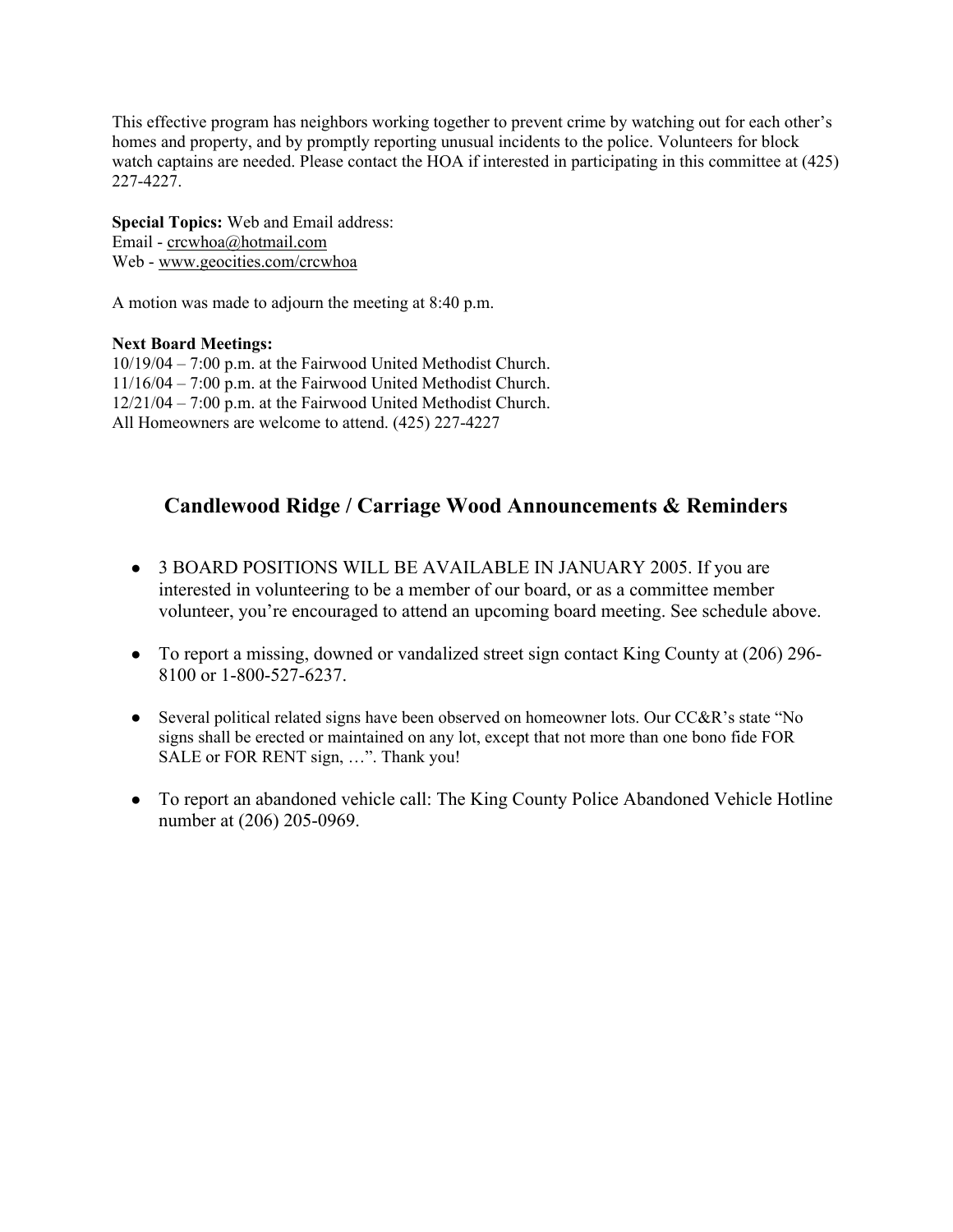This effective program has neighbors working together to prevent crime by watching out for each other's homes and property, and by promptly reporting unusual incidents to the police. Volunteers for block watch captains are needed. Please contact the HOA if interested in participating in this committee at (425) 227-4227.

**Special Topics:** Web and Email address:
Email - crcwhoa@hotmail.com
Web - www.geocities.com/crcwhoa

A motion was made to adjourn the meeting at 8:40 p.m.

**Next Board Meetings:**
10/19/04 – 7:00 p.m. at the Fairwood United Methodist Church.
11/16/04 – 7:00 p.m. at the Fairwood United Methodist Church.
12/21/04 – 7:00 p.m. at the Fairwood United Methodist Church.
All Homeowners are welcome to attend. (425) 227-4227

## Candlewood Ridge / Carriage Wood Announcements & Reminders

- 3 BOARD POSITIONS WILL BE AVAILABLE IN JANUARY 2005. If you are interested in volunteering to be a member of our board, or as a committee member volunteer, you're encouraged to attend an upcoming board meeting. See schedule above.
- To report a missing, downed or vandalized street sign contact King County at (206) 296-8100 or 1-800-527-6237.
- Several political related signs have been observed on homeowner lots. Our CC&R's state "No signs shall be erected or maintained on any lot, except that not more than one bono fide FOR SALE or FOR RENT sign, …". Thank you!
- To report an abandoned vehicle call: The King County Police Abandoned Vehicle Hotline number at (206) 205-0969.